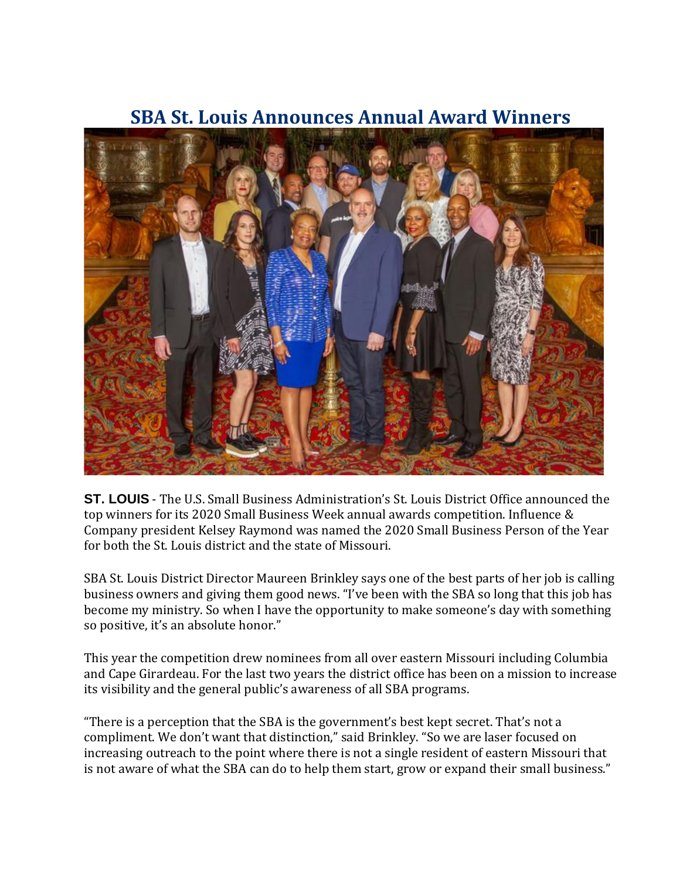# SBA St. Louis Announces Annual Award Winners

**ST. LOUIS** - The U.S. Small Business Administration's St. Louis District Office announced the top winners for its 2020 Small Business Week annual awards competition. Influence & Company president Kelsey Raymond was named the 2020 Small Business Person of the Year for both the St. Louis district and the state of Missouri.

SBA St. Louis District Director Maureen Brinkley says one of the best parts of her job is calling business owners and giving them good news. "I've been with the SBA so long that this job has become my ministry. So when I have the opportunity to make someone's day with something so positive, it's an absolute honor."

This year the competition drew nominees from all over eastern Missouri including Columbia and Cape Girardeau. For the last two years the district office has been on a mission to increase its visibility and the general public's awareness of all SBA programs.

"There is a perception that the SBA is the government's best kept secret. That's not a compliment. We don't want that distinction," said Brinkley. "So we are laser focused on increasing outreach to the point where there is not a single resident of eastern Missouri that is not aware of what the SBA can do to help them start, grow or expand their small business."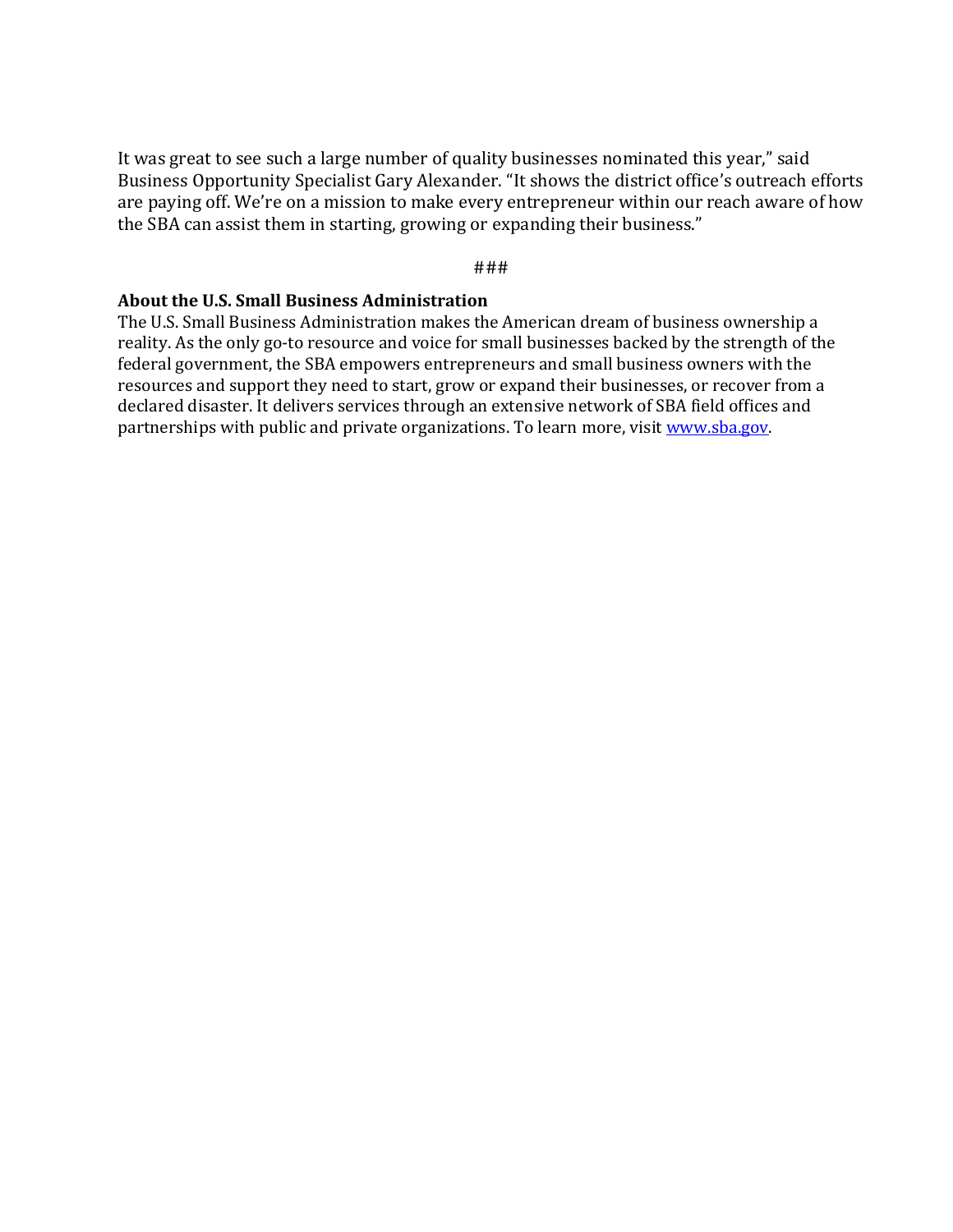It was great to see such a large number of quality businesses nominated this year," said Business Opportunity Specialist Gary Alexander. "It shows the district office's outreach efforts are paying off. We're on a mission to make every entrepreneur within our reach aware of how the SBA can assist them in starting, growing or expanding their business."

###

**About the U.S. Small Business Administration**

The U.S. Small Business Administration makes the American dream of business ownership a reality. As the only go-to resource and voice for small businesses backed by the strength of the federal government, the SBA empowers entrepreneurs and small business owners with the resources and support they need to start, grow or expand their businesses, or recover from a declared disaster. It delivers services through an extensive network of SBA field offices and partnerships with public and private organizations. To learn more, visit [www.sba.gov](http://www.sba.gov).